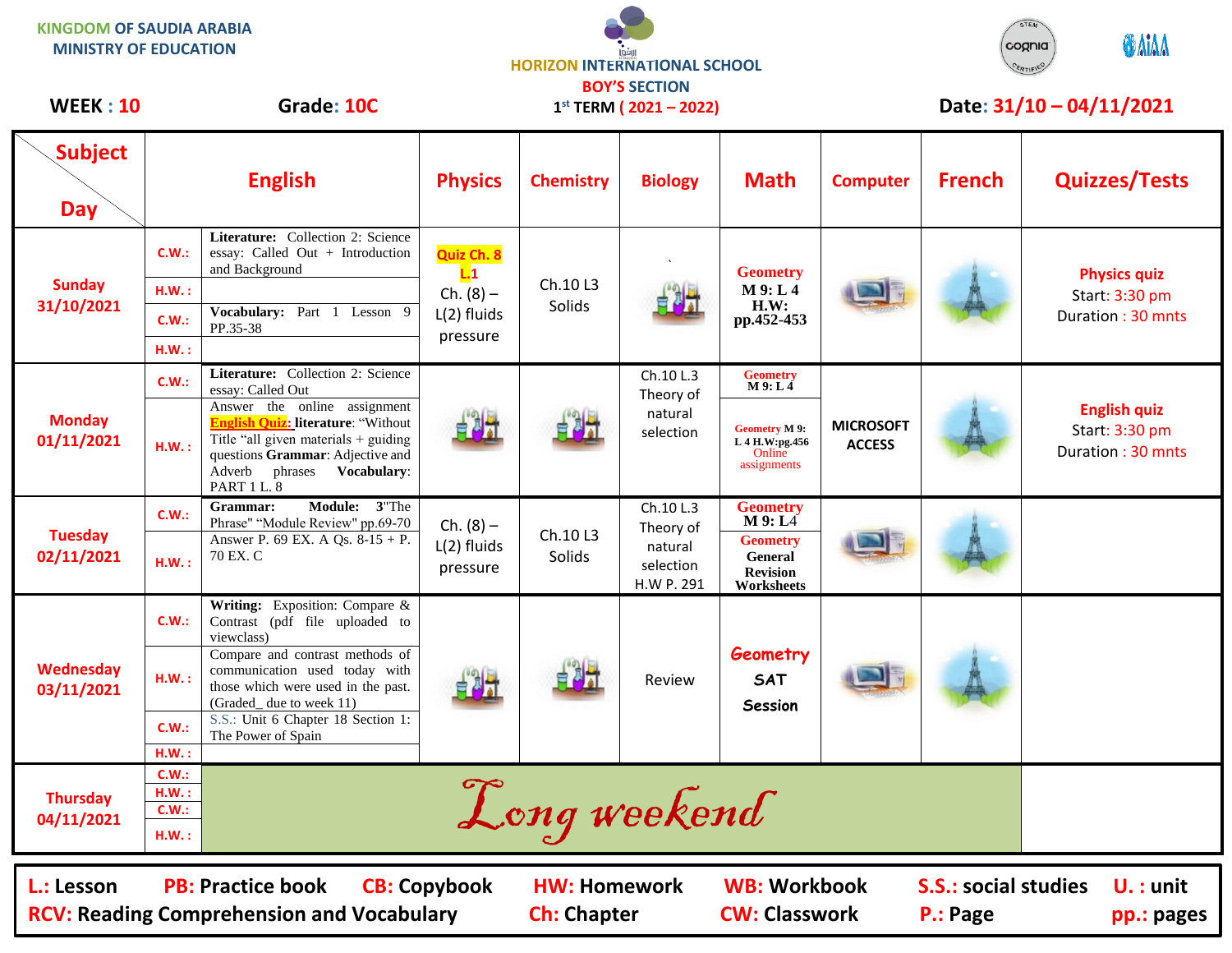KINGDOM OF SAUDIA ARABIA
MINISTRY OF EDUCATION

HORIZON INTERNATIONAL SCHOOL
BOY'S SECTION
1st TERM ( 2021 – 2022)

**WEEK : 10** **Grade: 10C** **Date: 31/10 – 04/11/2021**

| Subject / Day | | English | Physics | Chemistry | Biology | Math | Computer | French | Quizzes/Tests |
|---|---|---|---|---|---|---|---|---|---|
| Sunday 31/10/2021 | C.W.: | **Literature:** Collection 2: Science essay: Called Out + Introduction and Background | Quiz Ch. 8 L.1 Ch. (8) – L(2) fluids pressure | Ch.10 L3 Solids | | Geometry M 9: L 4 H.W: pp.452-453 | | | Physics quiz Start: 3:30 pm Duration : 30 mnts |
| | H.W. : | | | | | | | | |
| | C.W.: | **Vocabulary:** Part 1 Lesson 9 PP.35-38 | | | | | | | |
| | H.W. : | | | | | | | | |
| Monday 01/11/2021 | C.W.: | **Literature:** Collection 2: Science essay: Called Out | | | Ch.10 L.3 Theory of natural selection | Geometry M 9: L 4 | MICROSOFT ACCESS | | English quiz Start: 3:30 pm Duration : 30 mnts |
| | H.W. : | Answer the online assignment **English Quiz:** **literature**: "Without Title "all given materials + guiding questions **Grammar**: Adjective and Adverb phrases **Vocabulary**: PART 1 L. 8 | | | | Geometry M 9: L 4 H.W:pg.456 Online assignments | | | |
| Tuesday 02/11/2021 | C.W.: | **Grammar:** Module: 3"The Phrase" "Module Review" pp.69-70 | Ch. (8) – L(2) fluids pressure | Ch.10 L3 Solids | Ch.10 L.3 Theory of natural selection H.W P. 291 | Geometry M 9: L4 | | | |
| | H.W. : | Answer P. 69 EX. A Qs. 8-15 + P. 70 EX. C | | | | Geometry General Revision Worksheets | | | |
| Wednesday 03/11/2021 | C.W.: | **Writing:** Exposition: Compare & Contrast (pdf file uploaded to viewclass) | | | Review | Geometry SAT Session | | | |
| | H.W. : | Compare and contrast methods of communication used today with those which were used in the past. (Graded_ due to week 11) | | | | | | | |
| | C.W.: | S.S.: Unit 6 Chapter 18 Section 1: The Power of Spain | | | | | | | |
| | H.W. : | | | | | | | | |
| Thursday 04/11/2021 | C.W.: | Long weekend | | | | | | | |
| | H.W. : | | | | | | | | |
| | C.W.: | | | | | | | | |
| | H.W. : | | | | | | | | |

**L.:** Lesson **PB:** Practice book **CB:** Copybook **HW:** Homework **WB:** Workbook **S.S.:** social studies **U. :** unit
**RCV:** Reading Comprehension and Vocabulary **Ch:** Chapter **CW:** Classwork **P.:** Page **pp.:** pages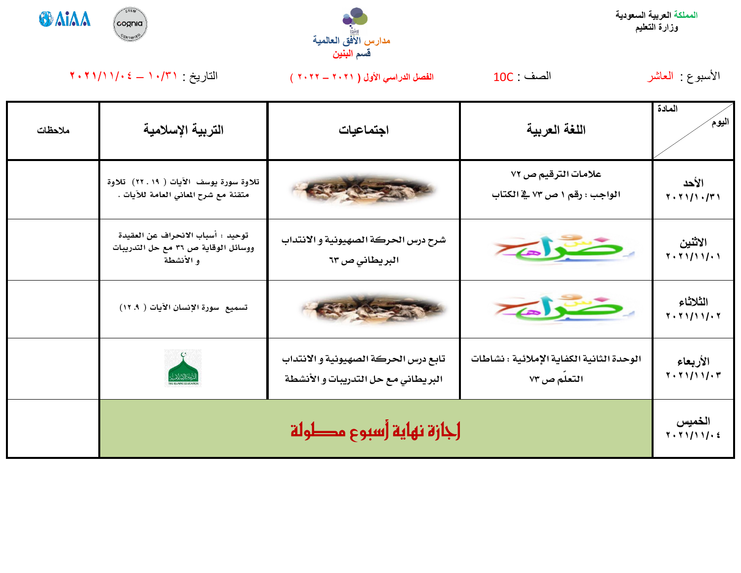المملكة العربية السعودية
وزارة التعليم

مدارس الأفق العالمية
قسم البنين

الأسبوع : العاشر　　الصف : 10C　　الفصل الدراسي الأول ( ٢٠٢١ – ٢٠٢٢ )　　التاريخ : ١٠/٣١ – ٢٠٢١/١١/٠٤

| المادة / اليوم | اللغة العربية | اجتماعيات | التربية الإسلامية | ملاحظات |
|---|---|---|---|---|
| الأحد ٢٠٢١/١٠/٣١ | علامات الترقيم ص ٧٢ الواجب : رقم ١ ص ٧٣ في الكتاب | | تلاوة سورة يوسف الآيات ( ١٩ . ٢٢) تلاوة متقنة مع شرح المعاني العامة للآيات . | |
| الاثنين ٢٠٢١/١١/٠١ | | شرح درس الحركة الصهيونية و الانتداب البريطاني ص ٦٣ | توحيد : أسباب الانحراف عن العقيدة ووسائل الوقاية ص ٣٦ مع حل التدريبات و الأنشطة | |
| الثلاثاء ٢٠٢١/١١/٠٢ | | | تسميع سورة الإنسان الآيات ( ٩. ١٢) | |
| الأربعاء ٢٠٢١/١١/٠٣ | الوحدة الثانية الكفاية الإملائية : نشاطات التعلّم ص ٧٣ | تابع درس الحركة الصهيونية و الانتداب البريطاني مع حل التدريبات و الأنشطة | | |
| الخميس ٢٠٢١/١١/٠٤ | إجازة نهاية أسبوع مطولة | | | |